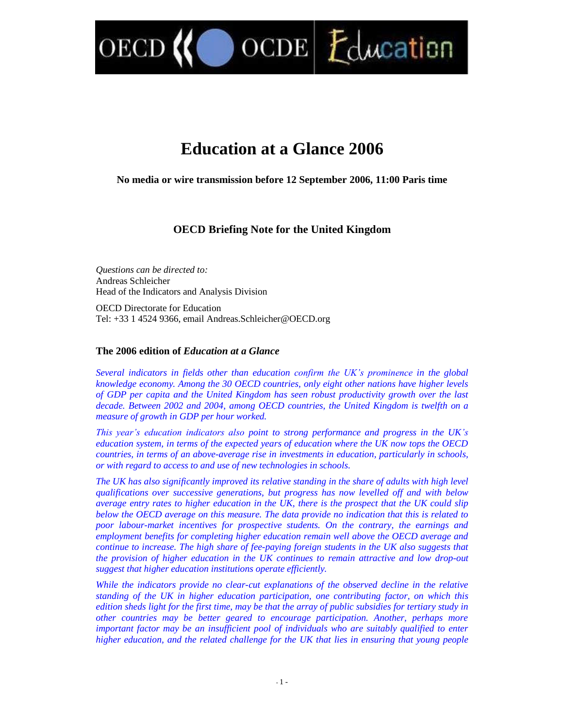# Education at a Glance 2006

**No media or wire transmission before 12 September 2006, 11:00 Paris time**

## OECD Briefing Note for the United Kingdom

*Questions can be directed to:*
Andreas Schleicher
Head of the Indicators and Analysis Division

OECD Directorate for Education
Tel: +33 1 4524 9366, email Andreas.Schleicher@OECD.org

### The 2006 edition of *Education at a Glance*

*Several indicators in fields other than education confirm the UK's prominence in the global knowledge economy. Among the 30 OECD countries, only eight other nations have higher levels of GDP per capita and the United Kingdom has seen robust productivity growth over the last decade. Between 2002 and 2004, among OECD countries, the United Kingdom is twelfth on a measure of growth in GDP per hour worked.*

*This year's education indicators also point to strong performance and progress in the UK's education system, in terms of the expected years of education where the UK now tops the OECD countries, in terms of an above-average rise in investments in education, particularly in schools, or with regard to access to and use of new technologies in schools.*

*The UK has also significantly improved its relative standing in the share of adults with high level qualifications over successive generations, but progress has now levelled off and with below average entry rates to higher education in the UK, there is the prospect that the UK could slip below the OECD average on this measure. The data provide no indication that this is related to poor labour-market incentives for prospective students. On the contrary, the earnings and employment benefits for completing higher education remain well above the OECD average and continue to increase. The high share of fee-paying foreign students in the UK also suggests that the provision of higher education in the UK continues to remain attractive and low drop-out suggest that higher education institutions operate efficiently.*

*While the indicators provide no clear-cut explanations of the observed decline in the relative standing of the UK in higher education participation, one contributing factor, on which this edition sheds light for the first time, may be that the array of public subsidies for tertiary study in other countries may be better geared to encourage participation. Another, perhaps more important factor may be an insufficient pool of individuals who are suitably qualified to enter higher education, and the related challenge for the UK that lies in ensuring that young people*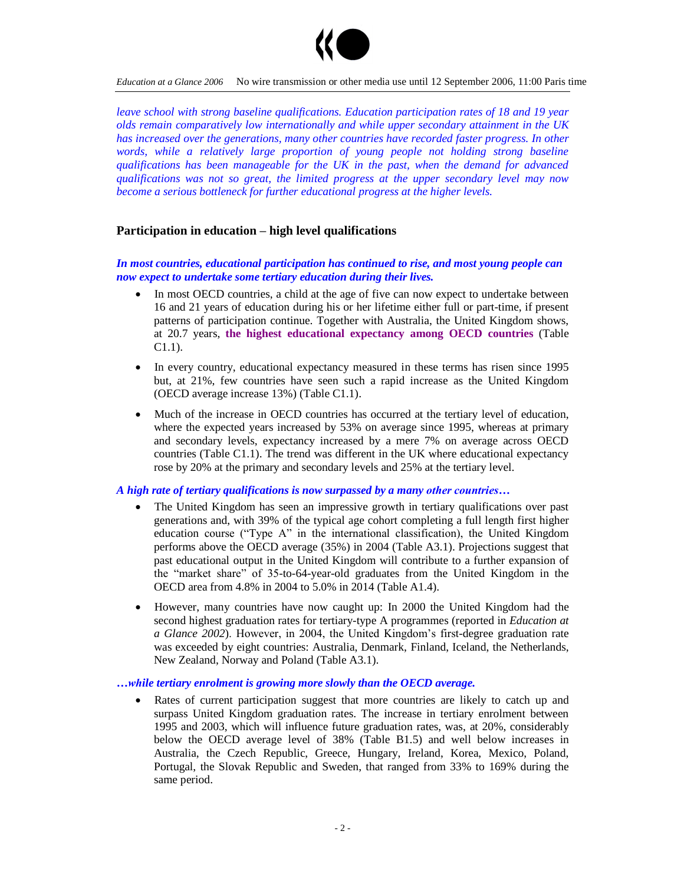*leave school with strong baseline qualifications. Education participation rates of 18 and 19 year olds remain comparatively low internationally and while upper secondary attainment in the UK has increased over the generations, many other countries have recorded faster progress. In other words, while a relatively large proportion of young people not holding strong baseline qualifications has been manageable for the UK in the past, when the demand for advanced qualifications was not so great, the limited progress at the upper secondary level may now become a serious bottleneck for further educational progress at the higher levels.*

## Participation in education – high level qualifications

***In most countries, educational participation has continued to rise, and most young people can now expect to undertake some tertiary education during their lives.***

- In most OECD countries, a child at the age of five can now expect to undertake between 16 and 21 years of education during his or her lifetime either full or part-time, if present patterns of participation continue. Together with Australia, the United Kingdom shows, at 20.7 years, **the highest educational expectancy among OECD countries** (Table C1.1).
- In every country, educational expectancy measured in these terms has risen since 1995 but, at 21%, few countries have seen such a rapid increase as the United Kingdom (OECD average increase 13%) (Table C1.1).
- Much of the increase in OECD countries has occurred at the tertiary level of education, where the expected years increased by 53% on average since 1995, whereas at primary and secondary levels, expectancy increased by a mere 7% on average across OECD countries (Table C1.1). The trend was different in the UK where educational expectancy rose by 20% at the primary and secondary levels and 25% at the tertiary level.

***A high rate of tertiary qualifications is now surpassed by a many other countries…***

- The United Kingdom has seen an impressive growth in tertiary qualifications over past generations and, with 39% of the typical age cohort completing a full length first higher education course ("Type A" in the international classification), the United Kingdom performs above the OECD average (35%) in 2004 (Table A3.1). Projections suggest that past educational output in the United Kingdom will contribute to a further expansion of the "market share" of 35-to-64-year-old graduates from the United Kingdom in the OECD area from 4.8% in 2004 to 5.0% in 2014 (Table A1.4).
- However, many countries have now caught up: In 2000 the United Kingdom had the second highest graduation rates for tertiary-type A programmes (reported in *Education at a Glance 2002*). However, in 2004, the United Kingdom's first-degree graduation rate was exceeded by eight countries: Australia, Denmark, Finland, Iceland, the Netherlands, New Zealand, Norway and Poland (Table A3.1).

***…while tertiary enrolment is growing more slowly than the OECD average.***

- Rates of current participation suggest that more countries are likely to catch up and surpass United Kingdom graduation rates. The increase in tertiary enrolment between 1995 and 2003, which will influence future graduation rates, was, at 20%, considerably below the OECD average level of 38% (Table B1.5) and well below increases in Australia, the Czech Republic, Greece, Hungary, Ireland, Korea, Mexico, Poland, Portugal, the Slovak Republic and Sweden, that ranged from 33% to 169% during the same period.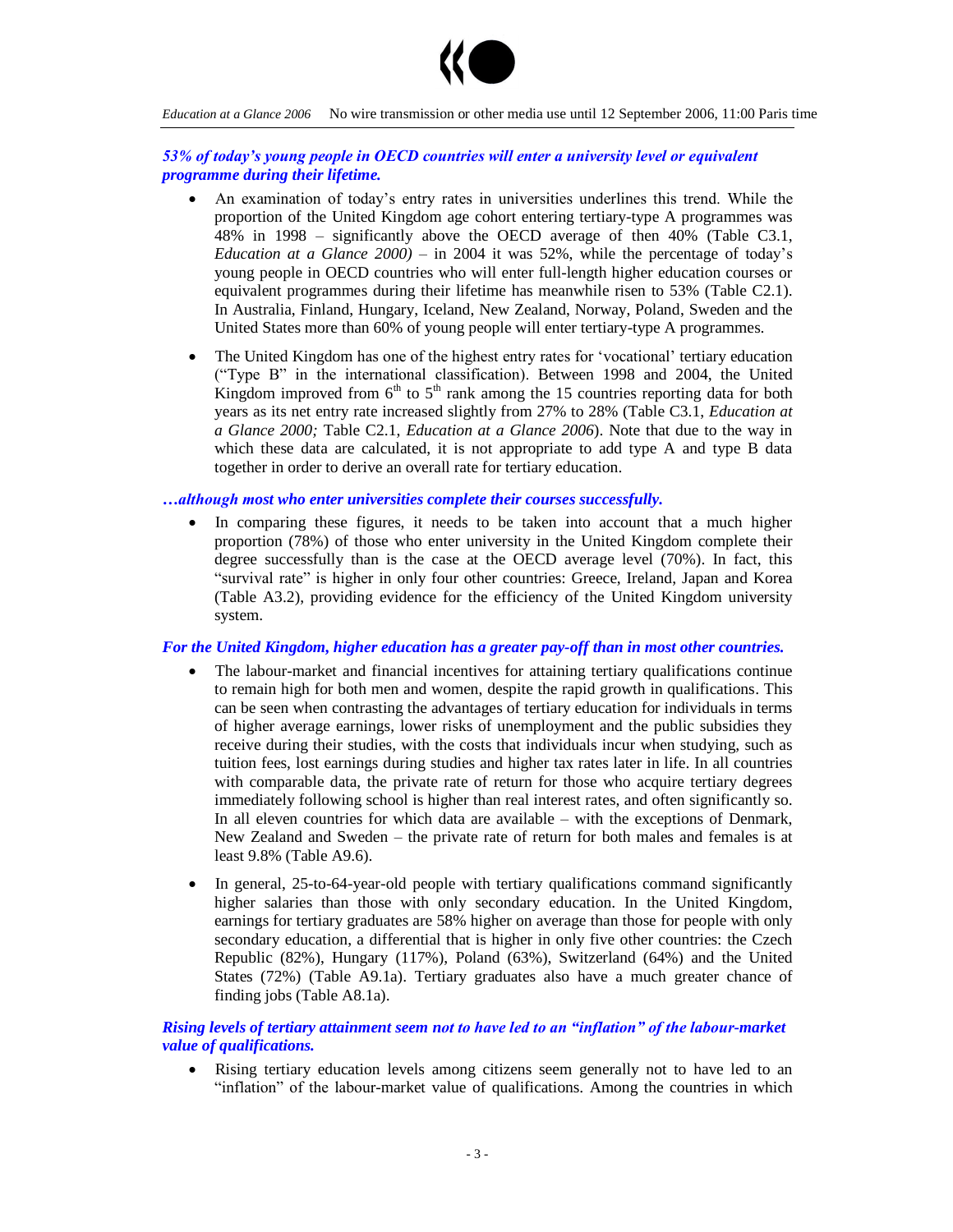***53% of today's young people in OECD countries will enter a university level or equivalent programme during their lifetime.***

- An examination of today's entry rates in universities underlines this trend. While the proportion of the United Kingdom age cohort entering tertiary-type A programmes was 48% in 1998 – significantly above the OECD average of then 40% (Table C3.1, *Education at a Glance 2000)* – in 2004 it was 52%, while the percentage of today's young people in OECD countries who will enter full-length higher education courses or equivalent programmes during their lifetime has meanwhile risen to 53% (Table C2.1). In Australia, Finland, Hungary, Iceland, New Zealand, Norway, Poland, Sweden and the United States more than 60% of young people will enter tertiary-type A programmes.

- The United Kingdom has one of the highest entry rates for 'vocational' tertiary education ("Type B" in the international classification). Between 1998 and 2004, the United Kingdom improved from 6th to 5th rank among the 15 countries reporting data for both years as its net entry rate increased slightly from 27% to 28% (Table C3.1, *Education at a Glance 2000;* Table C2.1, *Education at a Glance 2006*). Note that due to the way in which these data are calculated, it is not appropriate to add type A and type B data together in order to derive an overall rate for tertiary education.

***…although most who enter universities complete their courses successfully.***

- In comparing these figures, it needs to be taken into account that a much higher proportion (78%) of those who enter university in the United Kingdom complete their degree successfully than is the case at the OECD average level (70%). In fact, this "survival rate" is higher in only four other countries: Greece, Ireland, Japan and Korea (Table A3.2), providing evidence for the efficiency of the United Kingdom university system.

***For the United Kingdom, higher education has a greater pay-off than in most other countries.***

- The labour-market and financial incentives for attaining tertiary qualifications continue to remain high for both men and women, despite the rapid growth in qualifications. This can be seen when contrasting the advantages of tertiary education for individuals in terms of higher average earnings, lower risks of unemployment and the public subsidies they receive during their studies, with the costs that individuals incur when studying, such as tuition fees, lost earnings during studies and higher tax rates later in life. In all countries with comparable data, the private rate of return for those who acquire tertiary degrees immediately following school is higher than real interest rates, and often significantly so. In all eleven countries for which data are available – with the exceptions of Denmark, New Zealand and Sweden – the private rate of return for both males and females is at least 9.8% (Table A9.6).

- In general, 25-to-64-year-old people with tertiary qualifications command significantly higher salaries than those with only secondary education. In the United Kingdom, earnings for tertiary graduates are 58% higher on average than those for people with only secondary education, a differential that is higher in only five other countries: the Czech Republic (82%), Hungary (117%), Poland (63%), Switzerland (64%) and the United States (72%) (Table A9.1a). Tertiary graduates also have a much greater chance of finding jobs (Table A8.1a).

***Rising levels of tertiary attainment seem not to have led to an "inflation" of the labour-market value of qualifications.***

- Rising tertiary education levels among citizens seem generally not to have led to an "inflation" of the labour-market value of qualifications. Among the countries in which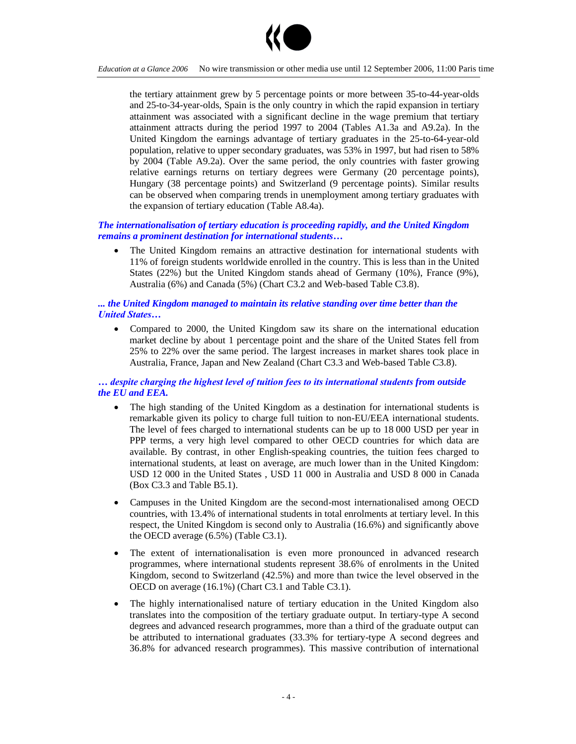the tertiary attainment grew by 5 percentage points or more between 35-to-44-year-olds and 25-to-34-year-olds, Spain is the only country in which the rapid expansion in tertiary attainment was associated with a significant decline in the wage premium that tertiary attainment attracts during the period 1997 to 2004 (Tables A1.3a and A9.2a). In the United Kingdom the earnings advantage of tertiary graduates in the 25-to-64-year-old population, relative to upper secondary graduates, was 53% in 1997, but had risen to 58% by 2004 (Table A9.2a). Over the same period, the only countries with faster growing relative earnings returns on tertiary degrees were Germany (20 percentage points), Hungary (38 percentage points) and Switzerland (9 percentage points). Similar results can be observed when comparing trends in unemployment among tertiary graduates with the expansion of tertiary education (Table A8.4a).

***The internationalisation of tertiary education is proceeding rapidly, and the United Kingdom remains a prominent destination for international students…***

- The United Kingdom remains an attractive destination for international students with 11% of foreign students worldwide enrolled in the country. This is less than in the United States (22%) but the United Kingdom stands ahead of Germany (10%), France (9%), Australia (6%) and Canada (5%) (Chart C3.2 and Web-based Table C3.8).

***... the United Kingdom managed to maintain its relative standing over time better than the United States…***

- Compared to 2000, the United Kingdom saw its share on the international education market decline by about 1 percentage point and the share of the United States fell from 25% to 22% over the same period. The largest increases in market shares took place in Australia, France, Japan and New Zealand (Chart C3.3 and Web-based Table C3.8).

***… despite charging the highest level of tuition fees to its international students from outside the EU and EEA.***

- The high standing of the United Kingdom as a destination for international students is remarkable given its policy to charge full tuition to non-EU/EEA international students. The level of fees charged to international students can be up to 18 000 USD per year in PPP terms, a very high level compared to other OECD countries for which data are available. By contrast, in other English-speaking countries, the tuition fees charged to international students, at least on average, are much lower than in the United Kingdom: USD 12 000 in the United States , USD 11 000 in Australia and USD 8 000 in Canada (Box C3.3 and Table B5.1).

- Campuses in the United Kingdom are the second-most internationalised among OECD countries, with 13.4% of international students in total enrolments at tertiary level. In this respect, the United Kingdom is second only to Australia (16.6%) and significantly above the OECD average (6.5%) (Table C3.1).

- The extent of internationalisation is even more pronounced in advanced research programmes, where international students represent 38.6% of enrolments in the United Kingdom, second to Switzerland (42.5%) and more than twice the level observed in the OECD on average (16.1%) (Chart C3.1 and Table C3.1).

- The highly internationalised nature of tertiary education in the United Kingdom also translates into the composition of the tertiary graduate output. In tertiary-type A second degrees and advanced research programmes, more than a third of the graduate output can be attributed to international graduates (33.3% for tertiary-type A second degrees and 36.8% for advanced research programmes). This massive contribution of international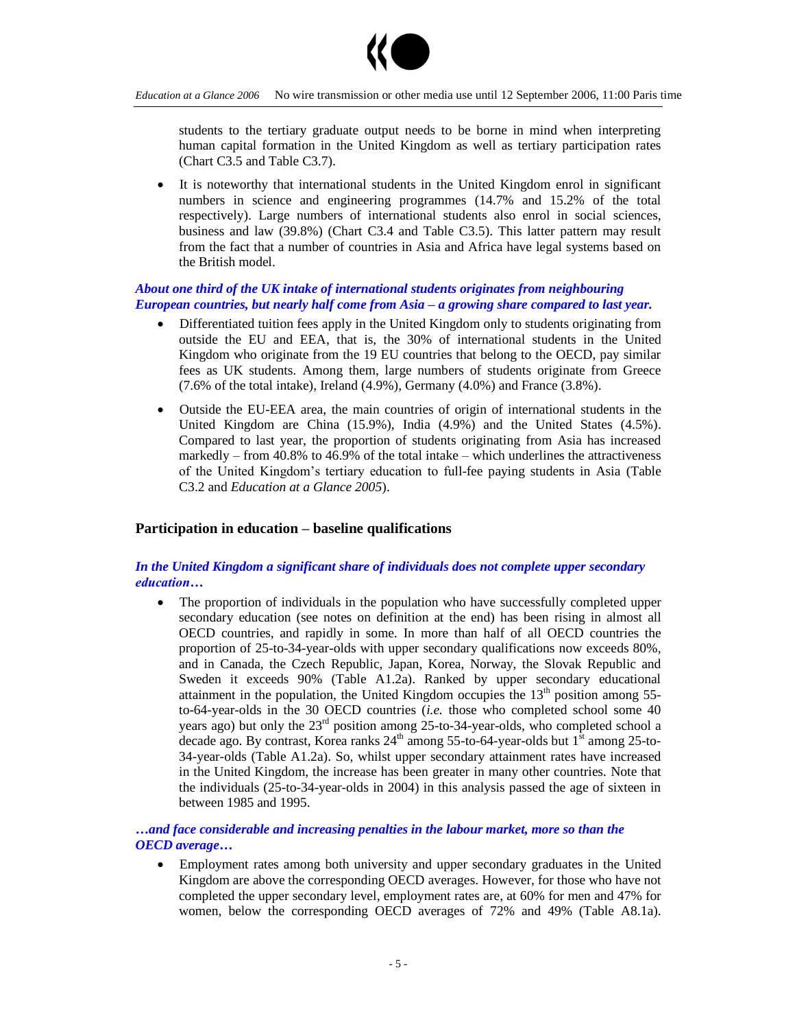students to the tertiary graduate output needs to be borne in mind when interpreting human capital formation in the United Kingdom as well as tertiary participation rates (Chart C3.5 and Table C3.7).

- It is noteworthy that international students in the United Kingdom enrol in significant numbers in science and engineering programmes (14.7% and 15.2% of the total respectively). Large numbers of international students also enrol in social sciences, business and law (39.8%) (Chart C3.4 and Table C3.5). This latter pattern may result from the fact that a number of countries in Asia and Africa have legal systems based on the British model.

***About one third of the UK intake of international students originates from neighbouring European countries, but nearly half come from Asia – a growing share compared to last year.***

- Differentiated tuition fees apply in the United Kingdom only to students originating from outside the EU and EEA, that is, the 30% of international students in the United Kingdom who originate from the 19 EU countries that belong to the OECD, pay similar fees as UK students. Among them, large numbers of students originate from Greece (7.6% of the total intake), Ireland (4.9%), Germany (4.0%) and France (3.8%).
- Outside the EU-EEA area, the main countries of origin of international students in the United Kingdom are China (15.9%), India (4.9%) and the United States (4.5%). Compared to last year, the proportion of students originating from Asia has increased markedly – from 40.8% to 46.9% of the total intake – which underlines the attractiveness of the United Kingdom's tertiary education to full-fee paying students in Asia (Table C3.2 and *Education at a Glance 2005*).

## Participation in education – baseline qualifications

***In the United Kingdom a significant share of individuals does not complete upper secondary education…***

- The proportion of individuals in the population who have successfully completed upper secondary education (see notes on definition at the end) has been rising in almost all OECD countries, and rapidly in some. In more than half of all OECD countries the proportion of 25-to-34-year-olds with upper secondary qualifications now exceeds 80%, and in Canada, the Czech Republic, Japan, Korea, Norway, the Slovak Republic and Sweden it exceeds 90% (Table A1.2a). Ranked by upper secondary educational attainment in the population, the United Kingdom occupies the 13th position among 55-to-64-year-olds in the 30 OECD countries (*i.e.* those who completed school some 40 years ago) but only the 23rd position among 25-to-34-year-olds, who completed school a decade ago. By contrast, Korea ranks 24th among 55-to-64-year-olds but 1st among 25-to-34-year-olds (Table A1.2a). So, whilst upper secondary attainment rates have increased in the United Kingdom, the increase has been greater in many other countries. Note that the individuals (25-to-34-year-olds in 2004) in this analysis passed the age of sixteen in between 1985 and 1995.

***…and face considerable and increasing penalties in the labour market, more so than the OECD average…***

- Employment rates among both university and upper secondary graduates in the United Kingdom are above the corresponding OECD averages. However, for those who have not completed the upper secondary level, employment rates are, at 60% for men and 47% for women, below the corresponding OECD averages of 72% and 49% (Table A8.1a).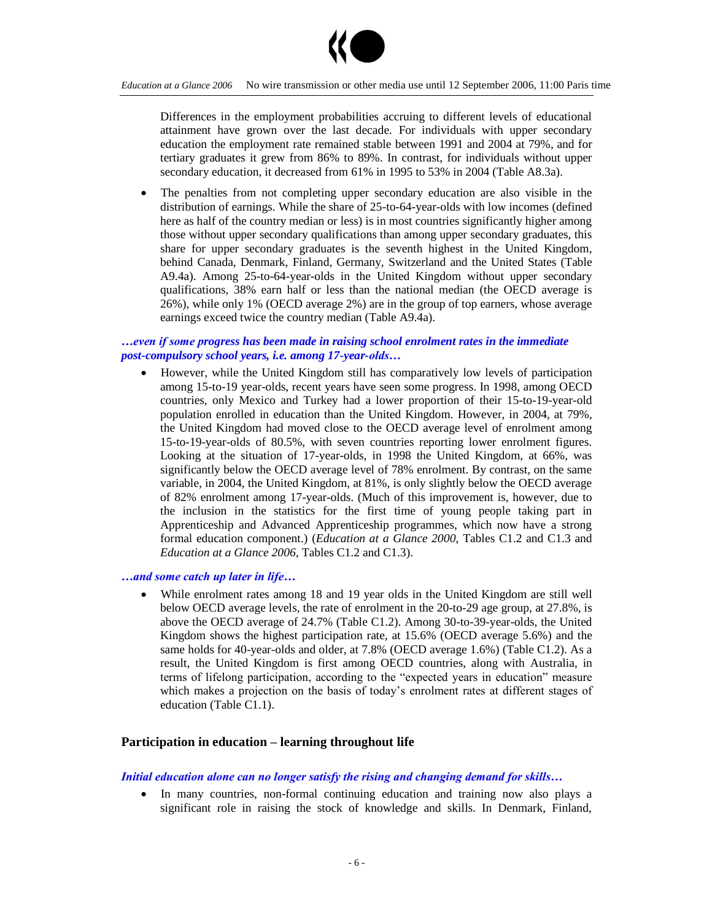Differences in the employment probabilities accruing to different levels of educational attainment have grown over the last decade. For individuals with upper secondary education the employment rate remained stable between 1991 and 2004 at 79%, and for tertiary graduates it grew from 86% to 89%. In contrast, for individuals without upper secondary education, it decreased from 61% in 1995 to 53% in 2004 (Table A8.3a).

- The penalties from not completing upper secondary education are also visible in the distribution of earnings. While the share of 25-to-64-year-olds with low incomes (defined here as half of the country median or less) is in most countries significantly higher among those without upper secondary qualifications than among upper secondary graduates, this share for upper secondary graduates is the seventh highest in the United Kingdom, behind Canada, Denmark, Finland, Germany, Switzerland and the United States (Table A9.4a). Among 25-to-64-year-olds in the United Kingdom without upper secondary qualifications, 38% earn half or less than the national median (the OECD average is 26%), while only 1% (OECD average 2%) are in the group of top earners, whose average earnings exceed twice the country median (Table A9.4a).

***…even if some progress has been made in raising school enrolment rates in the immediate post-compulsory school years, i.e. among 17-year-olds…***

- However, while the United Kingdom still has comparatively low levels of participation among 15-to-19 year-olds, recent years have seen some progress. In 1998, among OECD countries, only Mexico and Turkey had a lower proportion of their 15-to-19-year-old population enrolled in education than the United Kingdom. However, in 2004, at 79%, the United Kingdom had moved close to the OECD average level of enrolment among 15-to-19-year-olds of 80.5%, with seven countries reporting lower enrolment figures. Looking at the situation of 17-year-olds, in 1998 the United Kingdom, at 66%, was significantly below the OECD average level of 78% enrolment. By contrast, on the same variable, in 2004, the United Kingdom, at 81%, is only slightly below the OECD average of 82% enrolment among 17-year-olds. (Much of this improvement is, however, due to the inclusion in the statistics for the first time of young people taking part in Apprenticeship and Advanced Apprenticeship programmes, which now have a strong formal education component.) (*Education at a Glance 2000*, Tables C1.2 and C1.3 and *Education at a Glance 2006*, Tables C1.2 and C1.3).

***…and some catch up later in life…***

- While enrolment rates among 18 and 19 year olds in the United Kingdom are still well below OECD average levels, the rate of enrolment in the 20-to-29 age group, at 27.8%, is above the OECD average of 24.7% (Table C1.2). Among 30-to-39-year-olds, the United Kingdom shows the highest participation rate, at 15.6% (OECD average 5.6%) and the same holds for 40-year-olds and older, at 7.8% (OECD average 1.6%) (Table C1.2). As a result, the United Kingdom is first among OECD countries, along with Australia, in terms of lifelong participation, according to the "expected years in education" measure which makes a projection on the basis of today's enrolment rates at different stages of education (Table C1.1).

## Participation in education – learning throughout life

***Initial education alone can no longer satisfy the rising and changing demand for skills…***

- In many countries, non-formal continuing education and training now also plays a significant role in raising the stock of knowledge and skills. In Denmark, Finland,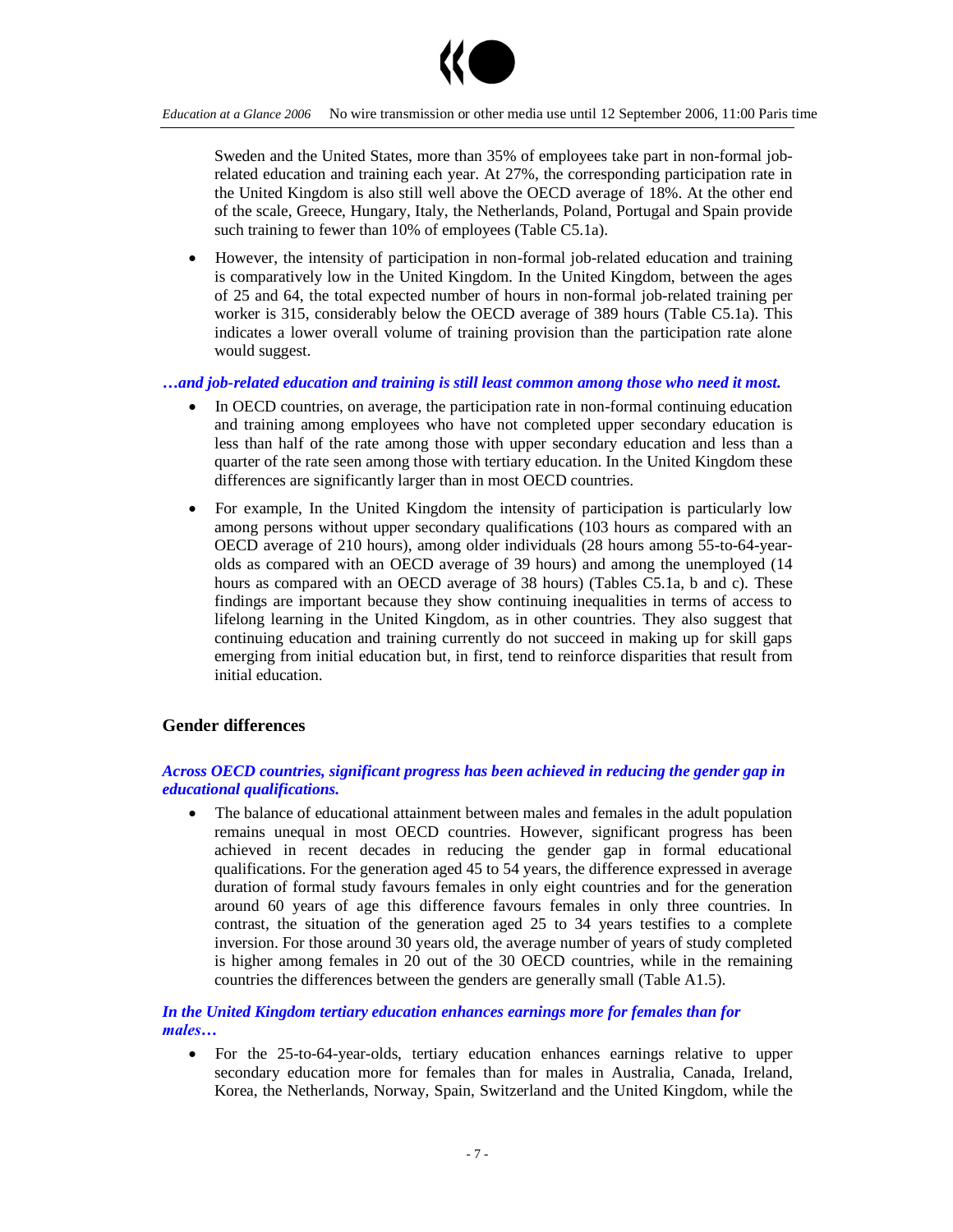Sweden and the United States, more than 35% of employees take part in non-formal job-related education and training each year. At 27%, the corresponding participation rate in the United Kingdom is also still well above the OECD average of 18%. At the other end of the scale, Greece, Hungary, Italy, the Netherlands, Poland, Portugal and Spain provide such training to fewer than 10% of employees (Table C5.1a).

- However, the intensity of participation in non-formal job-related education and training is comparatively low in the United Kingdom. In the United Kingdom, between the ages of 25 and 64, the total expected number of hours in non-formal job-related training per worker is 315, considerably below the OECD average of 389 hours (Table C5.1a). This indicates a lower overall volume of training provision than the participation rate alone would suggest.

***…and job-related education and training is still least common among those who need it most.***

- In OECD countries, on average, the participation rate in non-formal continuing education and training among employees who have not completed upper secondary education is less than half of the rate among those with upper secondary education and less than a quarter of the rate seen among those with tertiary education. In the United Kingdom these differences are significantly larger than in most OECD countries.
- For example, In the United Kingdom the intensity of participation is particularly low among persons without upper secondary qualifications (103 hours as compared with an OECD average of 210 hours), among older individuals (28 hours among 55-to-64-year-olds as compared with an OECD average of 39 hours) and among the unemployed (14 hours as compared with an OECD average of 38 hours) (Tables C5.1a, b and c). These findings are important because they show continuing inequalities in terms of access to lifelong learning in the United Kingdom, as in other countries. They also suggest that continuing education and training currently do not succeed in making up for skill gaps emerging from initial education but, in first, tend to reinforce disparities that result from initial education.

## Gender differences

***Across OECD countries, significant progress has been achieved in reducing the gender gap in educational qualifications.***

- The balance of educational attainment between males and females in the adult population remains unequal in most OECD countries. However, significant progress has been achieved in recent decades in reducing the gender gap in formal educational qualifications. For the generation aged 45 to 54 years, the difference expressed in average duration of formal study favours females in only eight countries and for the generation around 60 years of age this difference favours females in only three countries. In contrast, the situation of the generation aged 25 to 34 years testifies to a complete inversion. For those around 30 years old, the average number of years of study completed is higher among females in 20 out of the 30 OECD countries, while in the remaining countries the differences between the genders are generally small (Table A1.5).

***In the United Kingdom tertiary education enhances earnings more for females than for males…***

- For the 25-to-64-year-olds, tertiary education enhances earnings relative to upper secondary education more for females than for males in Australia, Canada, Ireland, Korea, the Netherlands, Norway, Spain, Switzerland and the United Kingdom, while the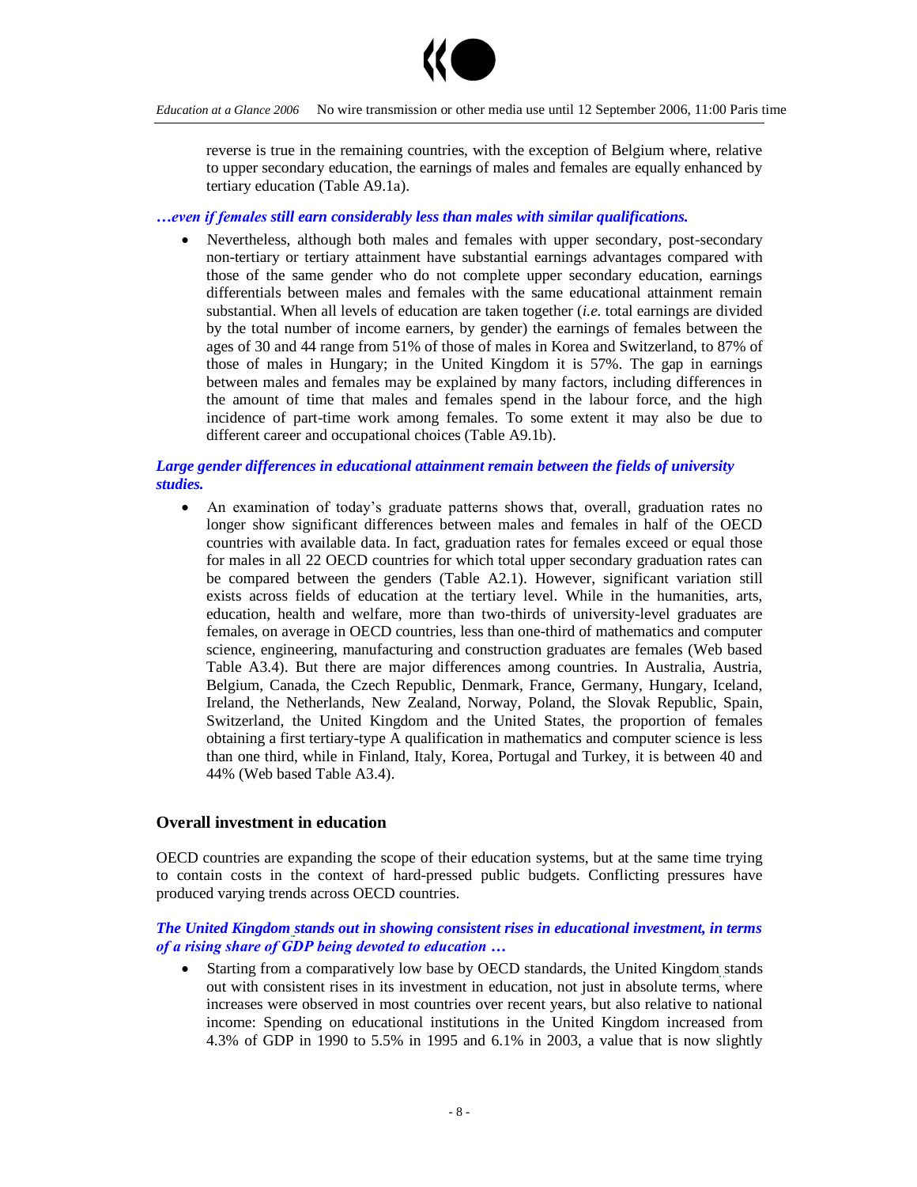reverse is true in the remaining countries, with the exception of Belgium where, relative to upper secondary education, the earnings of males and females are equally enhanced by tertiary education (Table A9.1a).

***…even if females still earn considerably less than males with similar qualifications.***

- Nevertheless, although both males and females with upper secondary, post-secondary non-tertiary or tertiary attainment have substantial earnings advantages compared with those of the same gender who do not complete upper secondary education, earnings differentials between males and females with the same educational attainment remain substantial. When all levels of education are taken together (*i.e.* total earnings are divided by the total number of income earners, by gender) the earnings of females between the ages of 30 and 44 range from 51% of those of males in Korea and Switzerland, to 87% of those of males in Hungary; in the United Kingdom it is 57%. The gap in earnings between males and females may be explained by many factors, including differences in the amount of time that males and females spend in the labour force, and the high incidence of part-time work among females. To some extent it may also be due to different career and occupational choices (Table A9.1b).

***Large gender differences in educational attainment remain between the fields of university studies.***

- An examination of today's graduate patterns shows that, overall, graduation rates no longer show significant differences between males and females in half of the OECD countries with available data. In fact, graduation rates for females exceed or equal those for males in all 22 OECD countries for which total upper secondary graduation rates can be compared between the genders (Table A2.1). However, significant variation still exists across fields of education at the tertiary level. While in the humanities, arts, education, health and welfare, more than two-thirds of university-level graduates are females, on average in OECD countries, less than one-third of mathematics and computer science, engineering, manufacturing and construction graduates are females (Web based Table A3.4). But there are major differences among countries. In Australia, Austria, Belgium, Canada, the Czech Republic, Denmark, France, Germany, Hungary, Iceland, Ireland, the Netherlands, New Zealand, Norway, Poland, the Slovak Republic, Spain, Switzerland, the United Kingdom and the United States, the proportion of females obtaining a first tertiary-type A qualification in mathematics and computer science is less than one third, while in Finland, Italy, Korea, Portugal and Turkey, it is between 40 and 44% (Web based Table A3.4).

## Overall investment in education

OECD countries are expanding the scope of their education systems, but at the same time trying to contain costs in the context of hard-pressed public budgets. Conflicting pressures have produced varying trends across OECD countries.

***The United Kingdom stands out in showing consistent rises in educational investment, in terms of a rising share of GDP being devoted to education …***

- Starting from a comparatively low base by OECD standards, the United Kingdom stands out with consistent rises in its investment in education, not just in absolute terms, where increases were observed in most countries over recent years, but also relative to national income: Spending on educational institutions in the United Kingdom increased from 4.3% of GDP in 1990 to 5.5% in 1995 and 6.1% in 2003, a value that is now slightly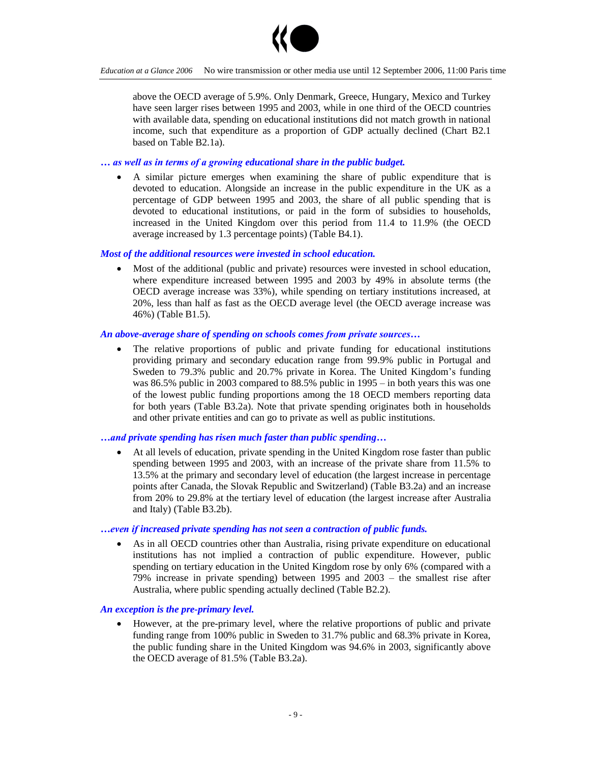above the OECD average of 5.9%. Only Denmark, Greece, Hungary, Mexico and Turkey have seen larger rises between 1995 and 2003, while in one third of the OECD countries with available data, spending on educational institutions did not match growth in national income, such that expenditure as a proportion of GDP actually declined (Chart B2.1 based on Table B2.1a).

***… as well as in terms of a growing educational share in the public budget.***

- A similar picture emerges when examining the share of public expenditure that is devoted to education. Alongside an increase in the public expenditure in the UK as a percentage of GDP between 1995 and 2003, the share of all public spending that is devoted to educational institutions, or paid in the form of subsidies to households, increased in the United Kingdom over this period from 11.4 to 11.9% (the OECD average increased by 1.3 percentage points) (Table B4.1).

***Most of the additional resources were invested in school education.***

- Most of the additional (public and private) resources were invested in school education, where expenditure increased between 1995 and 2003 by 49% in absolute terms (the OECD average increase was 33%), while spending on tertiary institutions increased, at 20%, less than half as fast as the OECD average level (the OECD average increase was 46%) (Table B1.5).

***An above-average share of spending on schools comes from private sources…***

- The relative proportions of public and private funding for educational institutions providing primary and secondary education range from 99.9% public in Portugal and Sweden to 79.3% public and 20.7% private in Korea. The United Kingdom's funding was 86.5% public in 2003 compared to 88.5% public in 1995 – in both years this was one of the lowest public funding proportions among the 18 OECD members reporting data for both years (Table B3.2a). Note that private spending originates both in households and other private entities and can go to private as well as public institutions.

***…and private spending has risen much faster than public spending…***

- At all levels of education, private spending in the United Kingdom rose faster than public spending between 1995 and 2003, with an increase of the private share from 11.5% to 13.5% at the primary and secondary level of education (the largest increase in percentage points after Canada, the Slovak Republic and Switzerland) (Table B3.2a) and an increase from 20% to 29.8% at the tertiary level of education (the largest increase after Australia and Italy) (Table B3.2b).

***…even if increased private spending has not seen a contraction of public funds.***

- As in all OECD countries other than Australia, rising private expenditure on educational institutions has not implied a contraction of public expenditure. However, public spending on tertiary education in the United Kingdom rose by only 6% (compared with a 79% increase in private spending) between 1995 and 2003 – the smallest rise after Australia, where public spending actually declined (Table B2.2).

***An exception is the pre-primary level.***

- However, at the pre-primary level, where the relative proportions of public and private funding range from 100% public in Sweden to 31.7% public and 68.3% private in Korea, the public funding share in the United Kingdom was 94.6% in 2003, significantly above the OECD average of 81.5% (Table B3.2a).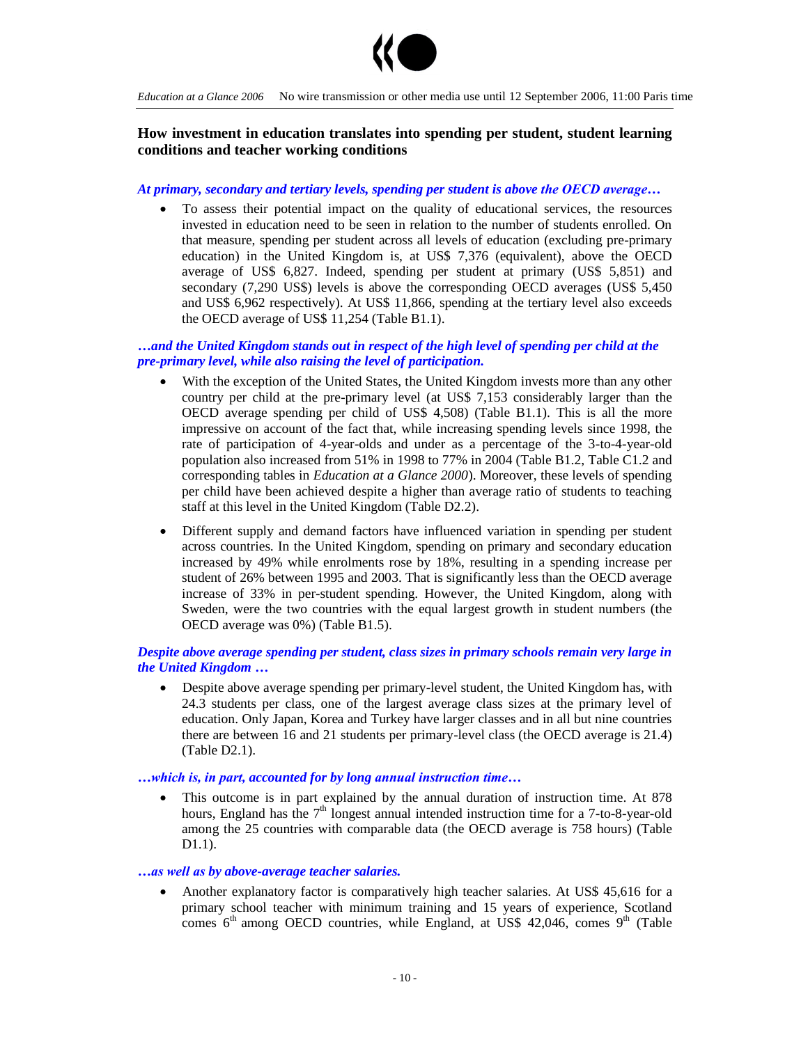## How investment in education translates into spending per student, student learning conditions and teacher working conditions

***At primary, secondary and tertiary levels, spending per student is above the OECD average…***

- To assess their potential impact on the quality of educational services, the resources invested in education need to be seen in relation to the number of students enrolled. On that measure, spending per student across all levels of education (excluding pre-primary education) in the United Kingdom is, at US$ 7,376 (equivalent), above the OECD average of US$ 6,827. Indeed, spending per student at primary (US$ 5,851) and secondary (7,290 US$) levels is above the corresponding OECD averages (US$ 5,450 and US$ 6,962 respectively). At US$ 11,866, spending at the tertiary level also exceeds the OECD average of US$ 11,254 (Table B1.1).

***…and the United Kingdom stands out in respect of the high level of spending per child at the pre-primary level, while also raising the level of participation.***

- With the exception of the United States, the United Kingdom invests more than any other country per child at the pre-primary level (at US$ 7,153 considerably larger than the OECD average spending per child of US$ 4,508) (Table B1.1). This is all the more impressive on account of the fact that, while increasing spending levels since 1998, the rate of participation of 4-year-olds and under as a percentage of the 3-to-4-year-old population also increased from 51% in 1998 to 77% in 2004 (Table B1.2, Table C1.2 and corresponding tables in *Education at a Glance 2000*). Moreover, these levels of spending per child have been achieved despite a higher than average ratio of students to teaching staff at this level in the United Kingdom (Table D2.2).
- Different supply and demand factors have influenced variation in spending per student across countries. In the United Kingdom, spending on primary and secondary education increased by 49% while enrolments rose by 18%, resulting in a spending increase per student of 26% between 1995 and 2003. That is significantly less than the OECD average increase of 33% in per-student spending. However, the United Kingdom, along with Sweden, were the two countries with the equal largest growth in student numbers (the OECD average was 0%) (Table B1.5).

***Despite above average spending per student, class sizes in primary schools remain very large in the United Kingdom …***

- Despite above average spending per primary-level student, the United Kingdom has, with 24.3 students per class, one of the largest average class sizes at the primary level of education. Only Japan, Korea and Turkey have larger classes and in all but nine countries there are between 16 and 21 students per primary-level class (the OECD average is 21.4) (Table D2.1).

***…which is, in part, accounted for by long annual instruction time…***

- This outcome is in part explained by the annual duration of instruction time. At 878 hours, England has the 7th longest annual intended instruction time for a 7-to-8-year-old among the 25 countries with comparable data (the OECD average is 758 hours) (Table D1.1).

***…as well as by above-average teacher salaries.***

- Another explanatory factor is comparatively high teacher salaries. At US$ 45,616 for a primary school teacher with minimum training and 15 years of experience, Scotland comes 6th among OECD countries, while England, at US$ 42,046, comes 9th (Table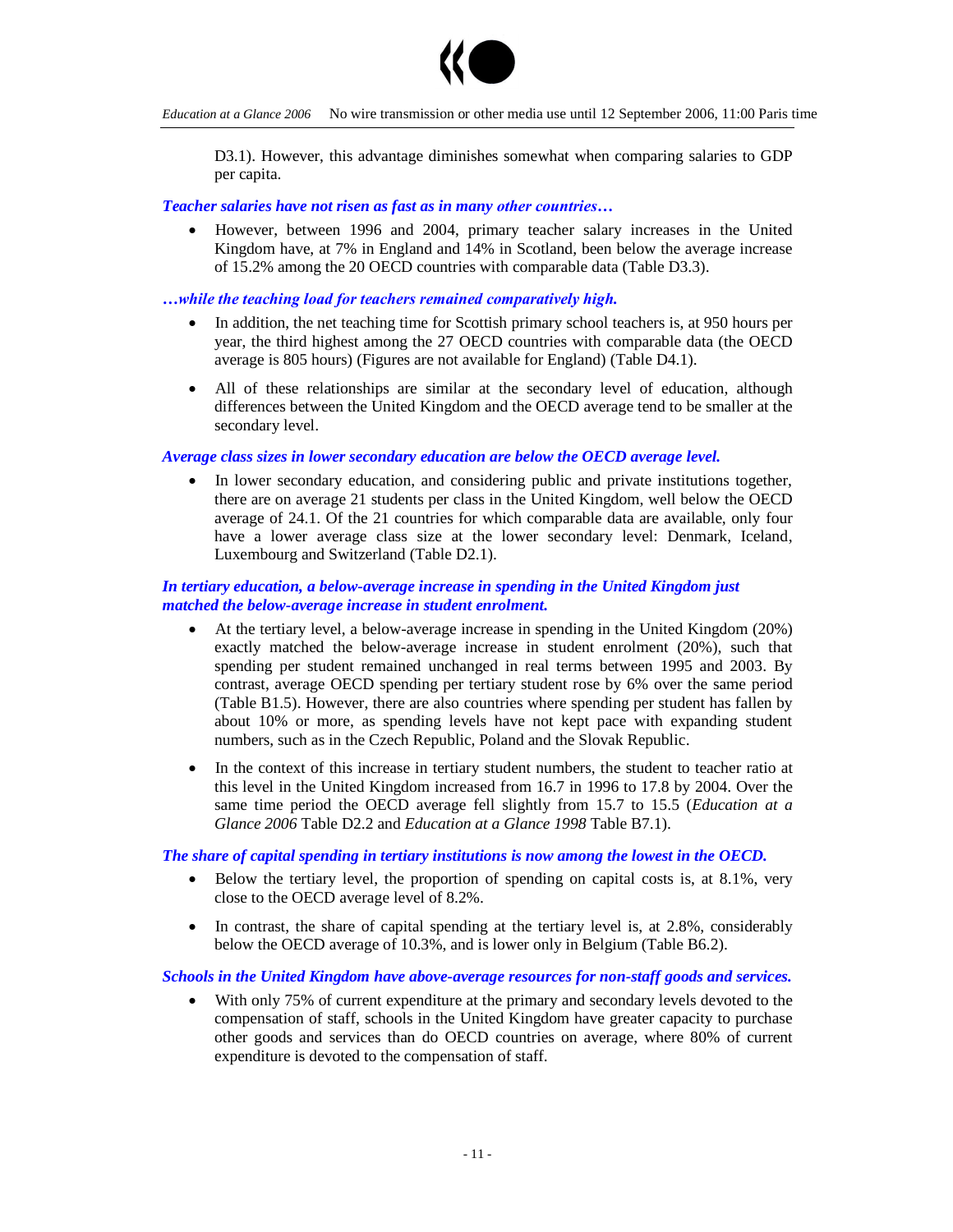D3.1). However, this advantage diminishes somewhat when comparing salaries to GDP per capita.

***Teacher salaries have not risen as fast as in many other countries…***

- However, between 1996 and 2004, primary teacher salary increases in the United Kingdom have, at 7% in England and 14% in Scotland, been below the average increase of 15.2% among the 20 OECD countries with comparable data (Table D3.3).

***…while the teaching load for teachers remained comparatively high.***

- In addition, the net teaching time for Scottish primary school teachers is, at 950 hours per year, the third highest among the 27 OECD countries with comparable data (the OECD average is 805 hours) (Figures are not available for England) (Table D4.1).
- All of these relationships are similar at the secondary level of education, although differences between the United Kingdom and the OECD average tend to be smaller at the secondary level.

***Average class sizes in lower secondary education are below the OECD average level.***

- In lower secondary education, and considering public and private institutions together, there are on average 21 students per class in the United Kingdom, well below the OECD average of 24.1. Of the 21 countries for which comparable data are available, only four have a lower average class size at the lower secondary level: Denmark, Iceland, Luxembourg and Switzerland (Table D2.1).

***In tertiary education, a below-average increase in spending in the United Kingdom just matched the below-average increase in student enrolment.***

- At the tertiary level, a below-average increase in spending in the United Kingdom (20%) exactly matched the below-average increase in student enrolment (20%), such that spending per student remained unchanged in real terms between 1995 and 2003. By contrast, average OECD spending per tertiary student rose by 6% over the same period (Table B1.5). However, there are also countries where spending per student has fallen by about 10% or more, as spending levels have not kept pace with expanding student numbers, such as in the Czech Republic, Poland and the Slovak Republic.
- In the context of this increase in tertiary student numbers, the student to teacher ratio at this level in the United Kingdom increased from 16.7 in 1996 to 17.8 by 2004. Over the same time period the OECD average fell slightly from 15.7 to 15.5 (*Education at a Glance 2006* Table D2.2 and *Education at a Glance 1998* Table B7.1).

***The share of capital spending in tertiary institutions is now among the lowest in the OECD.***

- Below the tertiary level, the proportion of spending on capital costs is, at 8.1%, very close to the OECD average level of 8.2%.
- In contrast, the share of capital spending at the tertiary level is, at 2.8%, considerably below the OECD average of 10.3%, and is lower only in Belgium (Table B6.2).

***Schools in the United Kingdom have above-average resources for non-staff goods and services.***

- With only 75% of current expenditure at the primary and secondary levels devoted to the compensation of staff, schools in the United Kingdom have greater capacity to purchase other goods and services than do OECD countries on average, where 80% of current expenditure is devoted to the compensation of staff.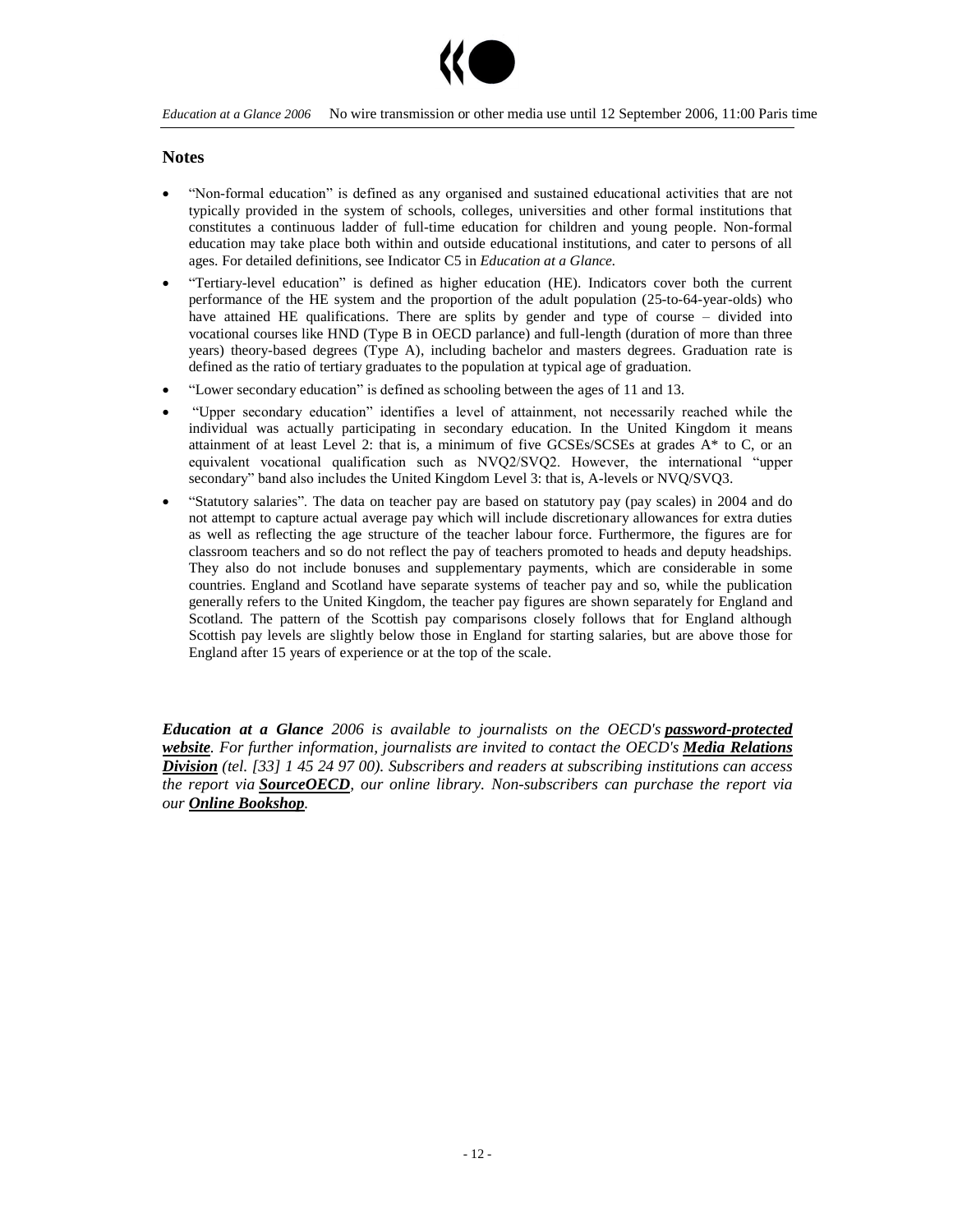## Notes

- "Non-formal education" is defined as any organised and sustained educational activities that are not typically provided in the system of schools, colleges, universities and other formal institutions that constitutes a continuous ladder of full-time education for children and young people. Non-formal education may take place both within and outside educational institutions, and cater to persons of all ages. For detailed definitions, see Indicator C5 in *Education at a Glance.*
- "Tertiary-level education" is defined as higher education (HE). Indicators cover both the current performance of the HE system and the proportion of the adult population (25-to-64-year-olds) who have attained HE qualifications. There are splits by gender and type of course – divided into vocational courses like HND (Type B in OECD parlance) and full-length (duration of more than three years) theory-based degrees (Type A), including bachelor and masters degrees. Graduation rate is defined as the ratio of tertiary graduates to the population at typical age of graduation.
- "Lower secondary education" is defined as schooling between the ages of 11 and 13.
- "Upper secondary education" identifies a level of attainment, not necessarily reached while the individual was actually participating in secondary education. In the United Kingdom it means attainment of at least Level 2: that is, a minimum of five GCSEs/SCSEs at grades A* to C, or an equivalent vocational qualification such as NVQ2/SVQ2. However, the international "upper secondary" band also includes the United Kingdom Level 3: that is, A-levels or NVQ/SVQ3.
- "Statutory salaries". The data on teacher pay are based on statutory pay (pay scales) in 2004 and do not attempt to capture actual average pay which will include discretionary allowances for extra duties as well as reflecting the age structure of the teacher labour force. Furthermore, the figures are for classroom teachers and so do not reflect the pay of teachers promoted to heads and deputy headships. They also do not include bonuses and supplementary payments, which are considerable in some countries. England and Scotland have separate systems of teacher pay and so, while the publication generally refers to the United Kingdom, the teacher pay figures are shown separately for England and Scotland. The pattern of the Scottish pay comparisons closely follows that for England although Scottish pay levels are slightly below those in England for starting salaries, but are above those for England after 15 years of experience or at the top of the scale.

***Education at a Glance** 2006 is available to journalists on the OECD's **password-protected website**. For further information, journalists are invited to contact the OECD's **Media Relations Division** (tel. [33] 1 45 24 97 00). Subscribers and readers at subscribing institutions can access the report via **SourceOECD**, our online library. Non-subscribers can purchase the report via our **Online Bookshop**.*